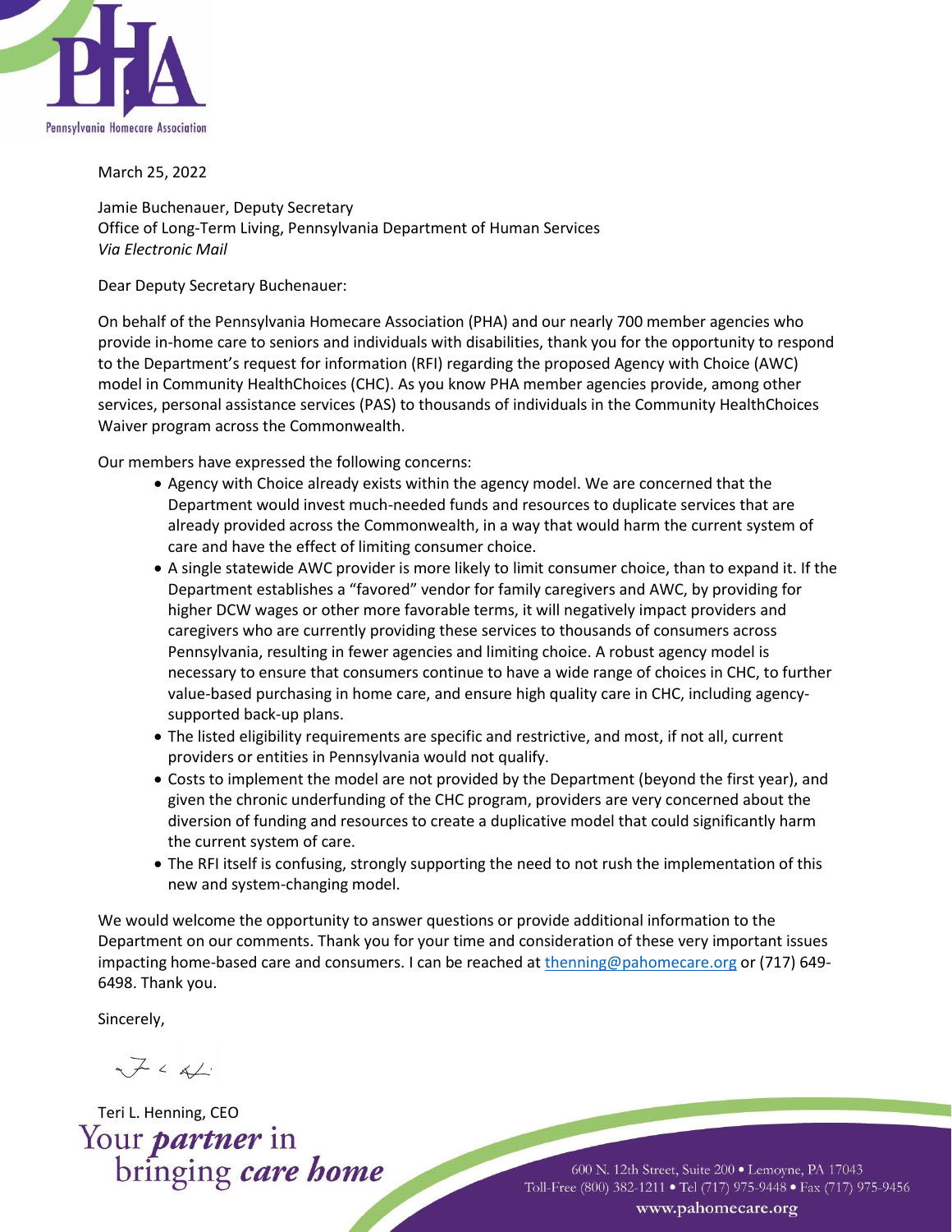Pennsylvania Homecare Association

March 25, 2022

Jamie Buchenauer, Deputy Secretary
Office of Long-Term Living, Pennsylvania Department of Human Services
*Via Electronic Mail*

Dear Deputy Secretary Buchenauer:

On behalf of the Pennsylvania Homecare Association (PHA) and our nearly 700 member agencies who provide in-home care to seniors and individuals with disabilities, thank you for the opportunity to respond to the Department's request for information (RFI) regarding the proposed Agency with Choice (AWC) model in Community HealthChoices (CHC). As you know PHA member agencies provide, among other services, personal assistance services (PAS) to thousands of individuals in the Community HealthChoices Waiver program across the Commonwealth.

Our members have expressed the following concerns:

- Agency with Choice already exists within the agency model. We are concerned that the Department would invest much-needed funds and resources to duplicate services that are already provided across the Commonwealth, in a way that would harm the current system of care and have the effect of limiting consumer choice.
- A single statewide AWC provider is more likely to limit consumer choice, than to expand it. If the Department establishes a "favored" vendor for family caregivers and AWC, by providing for higher DCW wages or other more favorable terms, it will negatively impact providers and caregivers who are currently providing these services to thousands of consumers across Pennsylvania, resulting in fewer agencies and limiting choice. A robust agency model is necessary to ensure that consumers continue to have a wide range of choices in CHC, to further value-based purchasing in home care, and ensure high quality care in CHC, including agency-supported back-up plans.
- The listed eligibility requirements are specific and restrictive, and most, if not all, current providers or entities in Pennsylvania would not qualify.
- Costs to implement the model are not provided by the Department (beyond the first year), and given the chronic underfunding of the CHC program, providers are very concerned about the diversion of funding and resources to create a duplicative model that could significantly harm the current system of care.
- The RFI itself is confusing, strongly supporting the need to not rush the implementation of this new and system-changing model.

We would welcome the opportunity to answer questions or provide additional information to the Department on our comments. Thank you for your time and consideration of these very important issues impacting home-based care and consumers. I can be reached at thenning@pahomecare.org or (717) 649-6498. Thank you.

Sincerely,

Teri L. Henning, CEO

Your *partner* in bringing *care home*

600 N. 12th Street, Suite 200 • Lemoyne, PA 17043
Toll-Free (800) 382-1211 • Tel (717) 975-9448 • Fax (717) 975-9456
www.pahomecare.org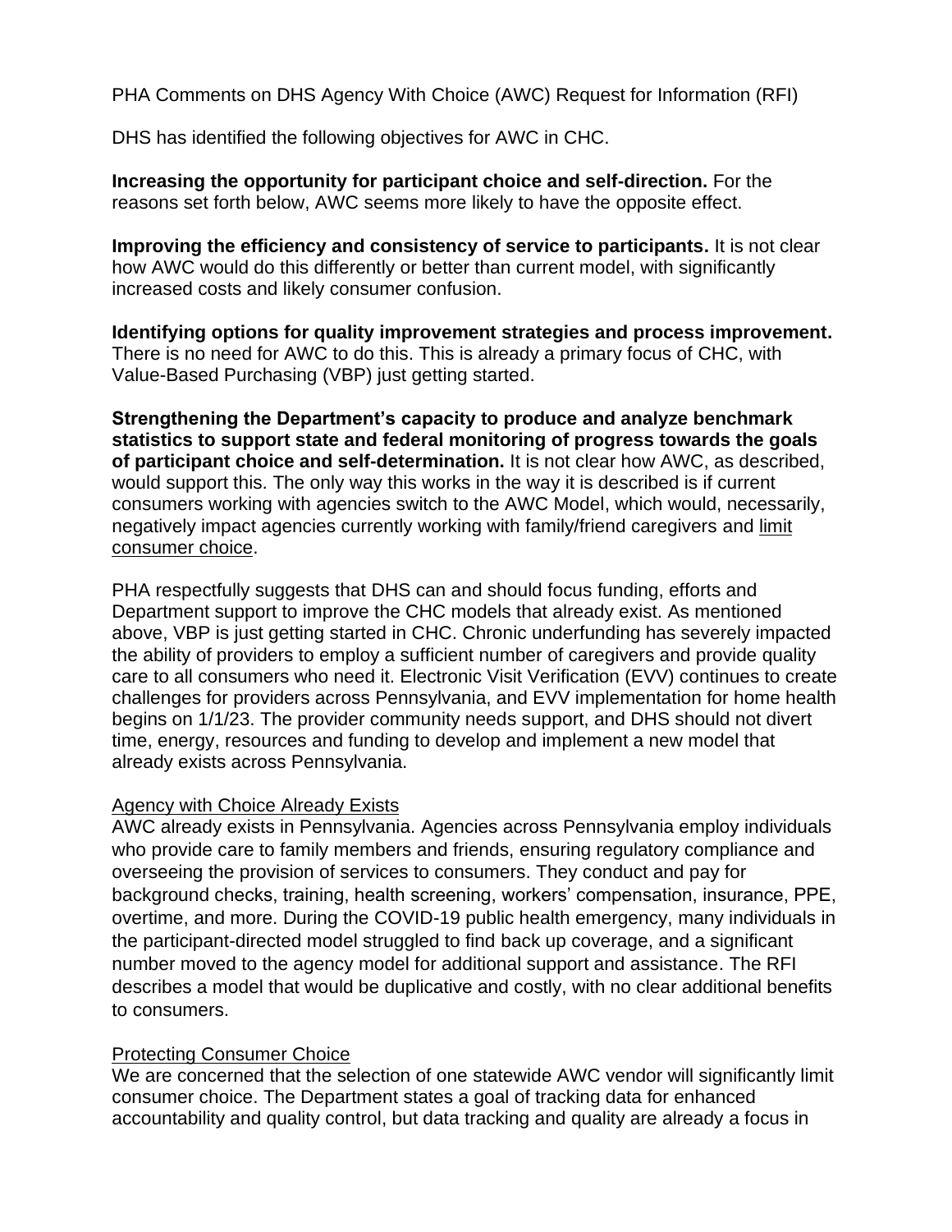PHA Comments on DHS Agency With Choice (AWC) Request for Information (RFI)

DHS has identified the following objectives for AWC in CHC.

**Increasing the opportunity for participant choice and self-direction.** For the reasons set forth below, AWC seems more likely to have the opposite effect.

**Improving the efficiency and consistency of service to participants.** It is not clear how AWC would do this differently or better than current model, with significantly increased costs and likely consumer confusion.

**Identifying options for quality improvement strategies and process improvement.** There is no need for AWC to do this. This is already a primary focus of CHC, with Value-Based Purchasing (VBP) just getting started.

**Strengthening the Department's capacity to produce and analyze benchmark statistics to support state and federal monitoring of progress towards the goals of participant choice and self-determination.** It is not clear how AWC, as described, would support this. The only way this works in the way it is described is if current consumers working with agencies switch to the AWC Model, which would, necessarily, negatively impact agencies currently working with family/friend caregivers and <u>limit consumer choice</u>.

PHA respectfully suggests that DHS can and should focus funding, efforts and Department support to improve the CHC models that already exist. As mentioned above, VBP is just getting started in CHC. Chronic underfunding has severely impacted the ability of providers to employ a sufficient number of caregivers and provide quality care to all consumers who need it. Electronic Visit Verification (EVV) continues to create challenges for providers across Pennsylvania, and EVV implementation for home health begins on 1/1/23. The provider community needs support, and DHS should not divert time, energy, resources and funding to develop and implement a new model that already exists across Pennsylvania.

<u>Agency with Choice Already Exists</u>

AWC already exists in Pennsylvania. Agencies across Pennsylvania employ individuals who provide care to family members and friends, ensuring regulatory compliance and overseeing the provision of services to consumers. They conduct and pay for background checks, training, health screening, workers' compensation, insurance, PPE, overtime, and more. During the COVID-19 public health emergency, many individuals in the participant-directed model struggled to find back up coverage, and a significant number moved to the agency model for additional support and assistance. The RFI describes a model that would be duplicative and costly, with no clear additional benefits to consumers.

<u>Protecting Consumer Choice</u>

We are concerned that the selection of one statewide AWC vendor will significantly limit consumer choice. The Department states a goal of tracking data for enhanced accountability and quality control, but data tracking and quality are already a focus in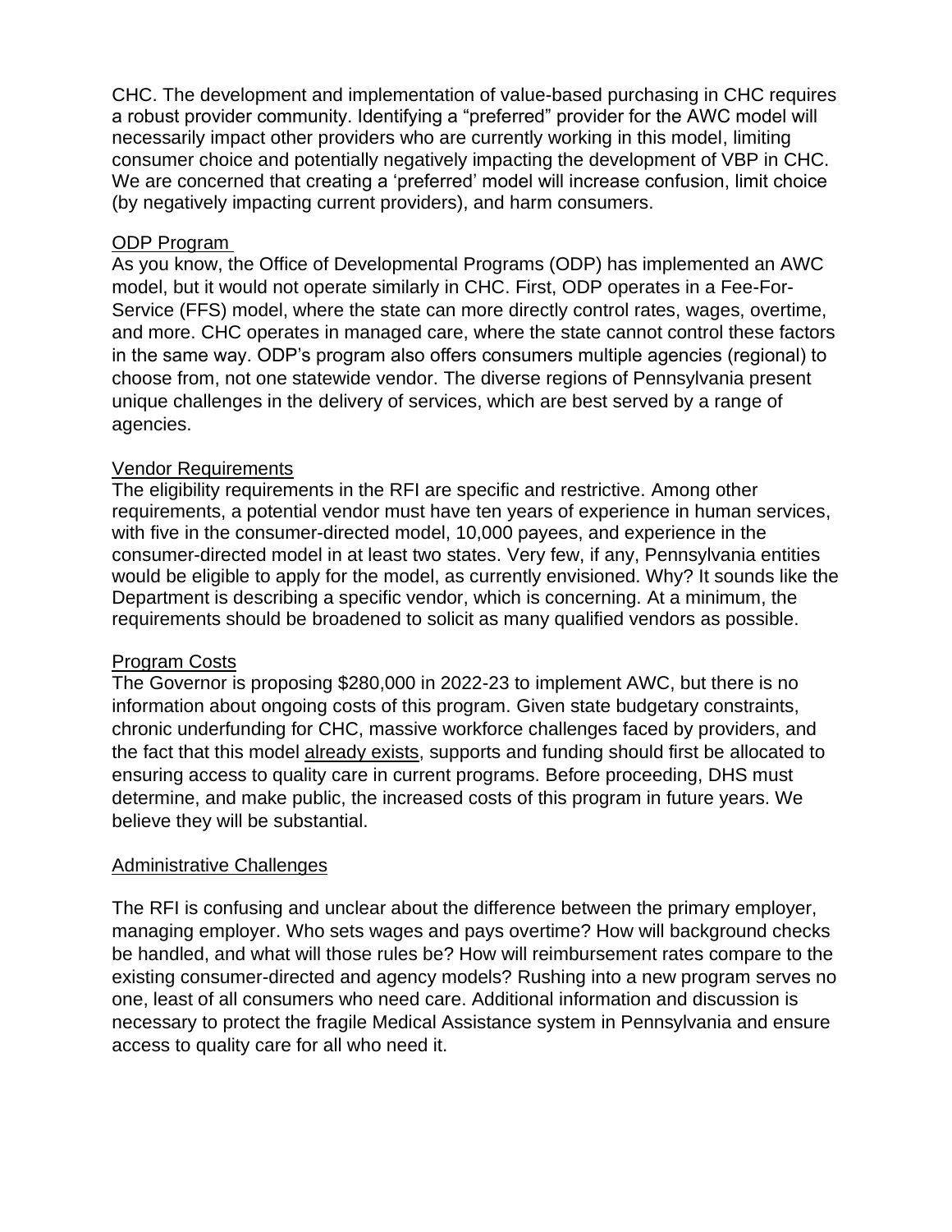CHC. The development and implementation of value-based purchasing in CHC requires a robust provider community. Identifying a "preferred" provider for the AWC model will necessarily impact other providers who are currently working in this model, limiting consumer choice and potentially negatively impacting the development of VBP in CHC. We are concerned that creating a 'preferred' model will increase confusion, limit choice (by negatively impacting current providers), and harm consumers.

<u>ODP Program</u>

As you know, the Office of Developmental Programs (ODP) has implemented an AWC model, but it would not operate similarly in CHC. First, ODP operates in a Fee-For-Service (FFS) model, where the state can more directly control rates, wages, overtime, and more. CHC operates in managed care, where the state cannot control these factors in the same way. ODP's program also offers consumers multiple agencies (regional) to choose from, not one statewide vendor. The diverse regions of Pennsylvania present unique challenges in the delivery of services, which are best served by a range of agencies.

<u>Vendor Requirements</u>

The eligibility requirements in the RFI are specific and restrictive. Among other requirements, a potential vendor must have ten years of experience in human services, with five in the consumer-directed model, 10,000 payees, and experience in the consumer-directed model in at least two states. Very few, if any, Pennsylvania entities would be eligible to apply for the model, as currently envisioned. Why? It sounds like the Department is describing a specific vendor, which is concerning. At a minimum, the requirements should be broadened to solicit as many qualified vendors as possible.

<u>Program Costs</u>

The Governor is proposing $280,000 in 2022-23 to implement AWC, but there is no information about ongoing costs of this program. Given state budgetary constraints, chronic underfunding for CHC, massive workforce challenges faced by providers, and the fact that this model <u>already exists</u>, supports and funding should first be allocated to ensuring access to quality care in current programs. Before proceeding, DHS must determine, and make public, the increased costs of this program in future years. We believe they will be substantial.

<u>Administrative Challenges</u>

The RFI is confusing and unclear about the difference between the primary employer, managing employer. Who sets wages and pays overtime? How will background checks be handled, and what will those rules be? How will reimbursement rates compare to the existing consumer-directed and agency models? Rushing into a new program serves no one, least of all consumers who need care. Additional information and discussion is necessary to protect the fragile Medical Assistance system in Pennsylvania and ensure access to quality care for all who need it.